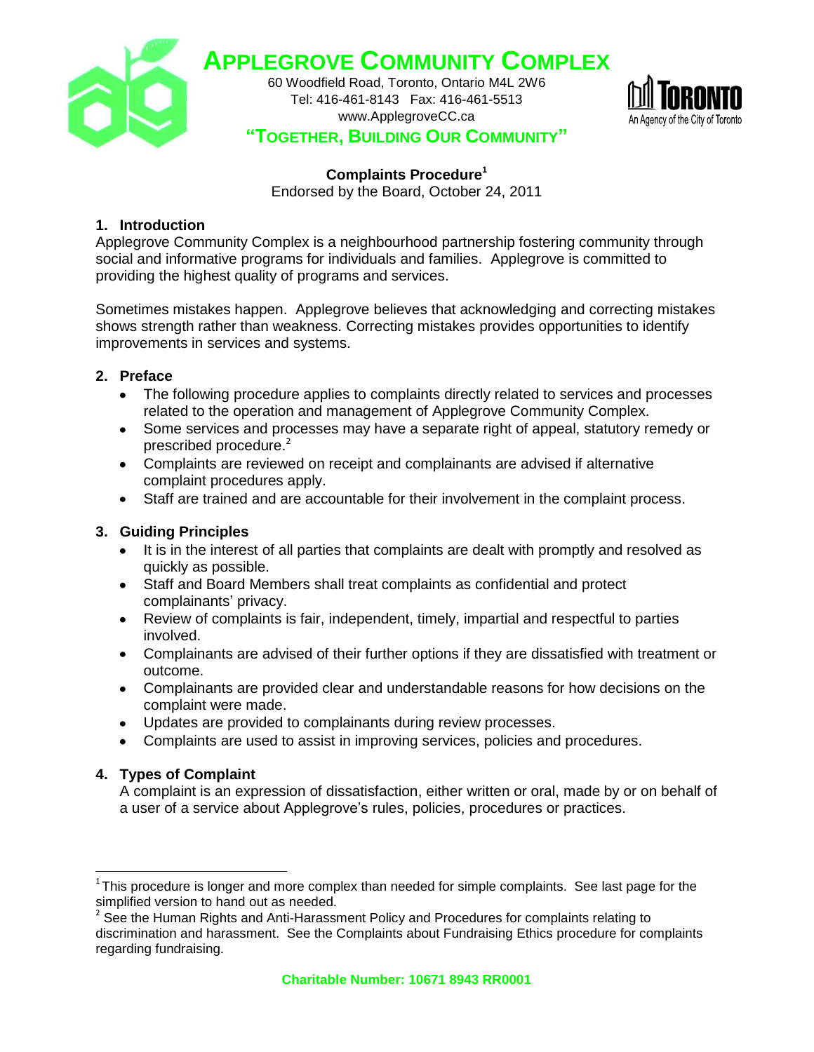# APPLEGROVE COMMUNITY COMPLEX

60 Woodfield Road, Toronto, Ontario M4L 2W6
Tel: 416-461-8143 Fax: 416-461-5513
www.ApplegroveCC.ca

**"TOGETHER, BUILDING OUR COMMUNITY"**

TORONTO
An Agency of the City of Toronto

## Complaints Procedure[1]

Endorsed by the Board, October 24, 2011

### 1. Introduction

Applegrove Community Complex is a neighbourhood partnership fostering community through social and informative programs for individuals and families. Applegrove is committed to providing the highest quality of programs and services.

Sometimes mistakes happen. Applegrove believes that acknowledging and correcting mistakes shows strength rather than weakness. Correcting mistakes provides opportunities to identify improvements in services and systems.

### 2. Preface

- The following procedure applies to complaints directly related to services and processes related to the operation and management of Applegrove Community Complex.
- Some services and processes may have a separate right of appeal, statutory remedy or prescribed procedure.[2]
- Complaints are reviewed on receipt and complainants are advised if alternative complaint procedures apply.
- Staff are trained and are accountable for their involvement in the complaint process.

### 3. Guiding Principles

- It is in the interest of all parties that complaints are dealt with promptly and resolved as quickly as possible.
- Staff and Board Members shall treat complaints as confidential and protect complainants' privacy.
- Review of complaints is fair, independent, timely, impartial and respectful to parties involved.
- Complainants are advised of their further options if they are dissatisfied with treatment or outcome.
- Complainants are provided clear and understandable reasons for how decisions on the complaint were made.
- Updates are provided to complainants during review processes.
- Complaints are used to assist in improving services, policies and procedures.

### 4. Types of Complaint

A complaint is an expression of dissatisfaction, either written or oral, made by or on behalf of a user of a service about Applegrove's rules, policies, procedures or practices.

---

[1] This procedure is longer and more complex than needed for simple complaints. See last page for the simplified version to hand out as needed.

[2] See the Human Rights and Anti-Harassment Policy and Procedures for complaints relating to discrimination and harassment. See the Complaints about Fundraising Ethics procedure for complaints regarding fundraising.

**Charitable Number: 10671 8943 RR0001**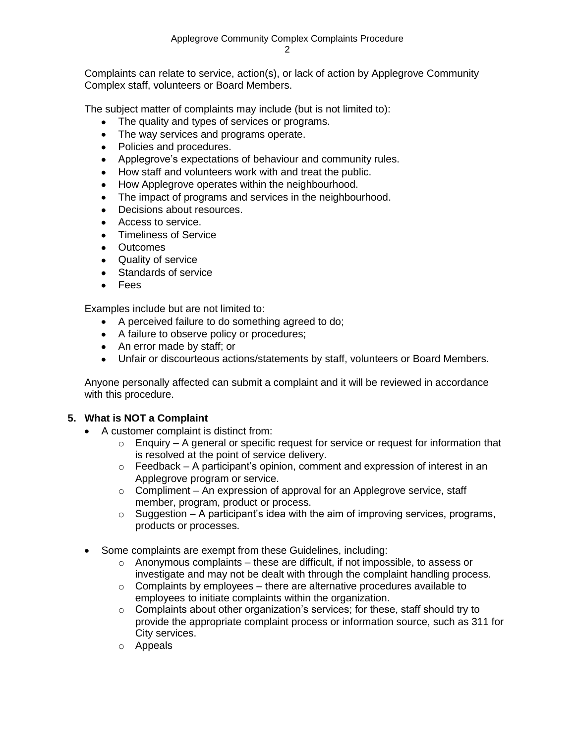Complaints can relate to service, action(s), or lack of action by Applegrove Community Complex staff, volunteers or Board Members.

The subject matter of complaints may include (but is not limited to):

- The quality and types of services or programs.
- The way services and programs operate.
- Policies and procedures.
- Applegrove's expectations of behaviour and community rules.
- How staff and volunteers work with and treat the public.
- How Applegrove operates within the neighbourhood.
- The impact of programs and services in the neighbourhood.
- Decisions about resources.
- Access to service.
- Timeliness of Service
- Outcomes
- Quality of service
- Standards of service
- Fees

Examples include but are not limited to:

- A perceived failure to do something agreed to do;
- A failure to observe policy or procedures;
- An error made by staff; or
- Unfair or discourteous actions/statements by staff, volunteers or Board Members.

Anyone personally affected can submit a complaint and it will be reviewed in accordance with this procedure.

## 5. What is NOT a Complaint

- A customer complaint is distinct from:
  - Enquiry – A general or specific request for service or request for information that is resolved at the point of service delivery.
  - Feedback – A participant's opinion, comment and expression of interest in an Applegrove program or service.
  - Compliment – An expression of approval for an Applegrove service, staff member, program, product or process.
  - Suggestion – A participant's idea with the aim of improving services, programs, products or processes.

- Some complaints are exempt from these Guidelines, including:
  - Anonymous complaints – these are difficult, if not impossible, to assess or investigate and may not be dealt with through the complaint handling process.
  - Complaints by employees – there are alternative procedures available to employees to initiate complaints within the organization.
  - Complaints about other organization's services; for these, staff should try to provide the appropriate complaint process or information source, such as 311 for City services.
  - Appeals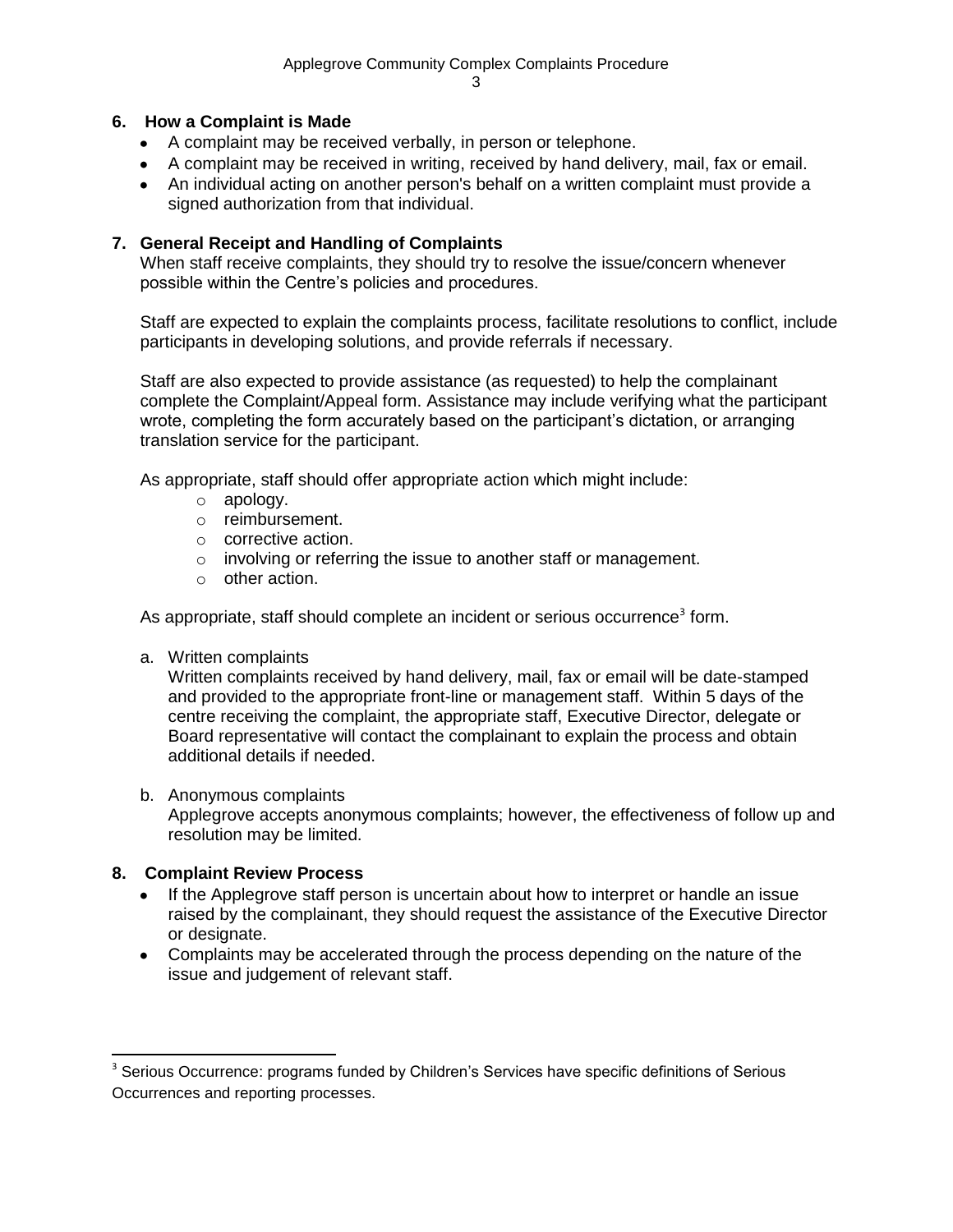## 6. How a Complaint is Made

- A complaint may be received verbally, in person or telephone.
- A complaint may be received in writing, received by hand delivery, mail, fax or email.
- An individual acting on another person's behalf on a written complaint must provide a signed authorization from that individual.

## 7. General Receipt and Handling of Complaints

When staff receive complaints, they should try to resolve the issue/concern whenever possible within the Centre's policies and procedures.

Staff are expected to explain the complaints process, facilitate resolutions to conflict, include participants in developing solutions, and provide referrals if necessary.

Staff are also expected to provide assistance (as requested) to help the complainant complete the Complaint/Appeal form. Assistance may include verifying what the participant wrote, completing the form accurately based on the participant's dictation, or arranging translation service for the participant.

As appropriate, staff should offer appropriate action which might include:

- apology.
- reimbursement.
- corrective action.
- involving or referring the issue to another staff or management.
- other action.

As appropriate, staff should complete an incident or serious occurrence[3] form.

a. Written complaints

   Written complaints received by hand delivery, mail, fax or email will be date-stamped and provided to the appropriate front-line or management staff. Within 5 days of the centre receiving the complaint, the appropriate staff, Executive Director, delegate or Board representative will contact the complainant to explain the process and obtain additional details if needed.

b. Anonymous complaints

   Applegrove accepts anonymous complaints; however, the effectiveness of follow up and resolution may be limited.

## 8. Complaint Review Process

- If the Applegrove staff person is uncertain about how to interpret or handle an issue raised by the complainant, they should request the assistance of the Executive Director or designate.
- Complaints may be accelerated through the process depending on the nature of the issue and judgement of relevant staff.

---

[3] Serious Occurrence: programs funded by Children's Services have specific definitions of Serious Occurrences and reporting processes.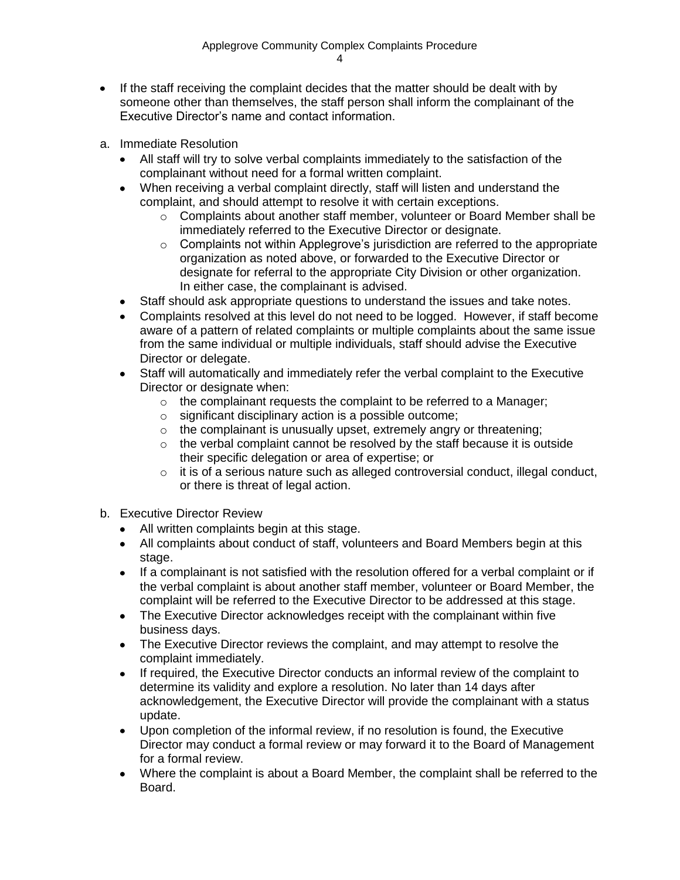- If the staff receiving the complaint decides that the matter should be dealt with by someone other than themselves, the staff person shall inform the complainant of the Executive Director's name and contact information.

a. Immediate Resolution
   - All staff will try to solve verbal complaints immediately to the satisfaction of the complainant without need for a formal written complaint.
   - When receiving a verbal complaint directly, staff will listen and understand the complaint, and should attempt to resolve it with certain exceptions.
     - Complaints about another staff member, volunteer or Board Member shall be immediately referred to the Executive Director or designate.
     - Complaints not within Applegrove's jurisdiction are referred to the appropriate organization as noted above, or forwarded to the Executive Director or designate for referral to the appropriate City Division or other organization. In either case, the complainant is advised.
   - Staff should ask appropriate questions to understand the issues and take notes.
   - Complaints resolved at this level do not need to be logged. However, if staff become aware of a pattern of related complaints or multiple complaints about the same issue from the same individual or multiple individuals, staff should advise the Executive Director or delegate.
   - Staff will automatically and immediately refer the verbal complaint to the Executive Director or designate when:
     - the complainant requests the complaint to be referred to a Manager;
     - significant disciplinary action is a possible outcome;
     - the complainant is unusually upset, extremely angry or threatening;
     - the verbal complaint cannot be resolved by the staff because it is outside their specific delegation or area of expertise; or
     - it is of a serious nature such as alleged controversial conduct, illegal conduct, or there is threat of legal action.

b. Executive Director Review
   - All written complaints begin at this stage.
   - All complaints about conduct of staff, volunteers and Board Members begin at this stage.
   - If a complainant is not satisfied with the resolution offered for a verbal complaint or if the verbal complaint is about another staff member, volunteer or Board Member, the complaint will be referred to the Executive Director to be addressed at this stage.
   - The Executive Director acknowledges receipt with the complainant within five business days.
   - The Executive Director reviews the complaint, and may attempt to resolve the complaint immediately.
   - If required, the Executive Director conducts an informal review of the complaint to determine its validity and explore a resolution. No later than 14 days after acknowledgement, the Executive Director will provide the complainant with a status update.
   - Upon completion of the informal review, if no resolution is found, the Executive Director may conduct a formal review or may forward it to the Board of Management for a formal review.
   - Where the complaint is about a Board Member, the complaint shall be referred to the Board.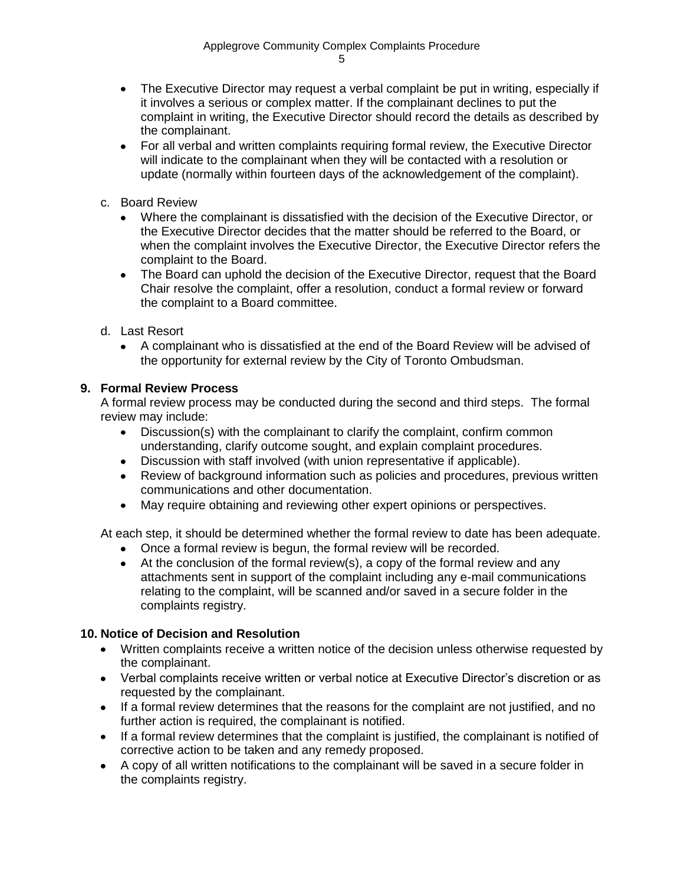- The Executive Director may request a verbal complaint be put in writing, especially if it involves a serious or complex matter. If the complainant declines to put the complaint in writing, the Executive Director should record the details as described by the complainant.
- For all verbal and written complaints requiring formal review, the Executive Director will indicate to the complainant when they will be contacted with a resolution or update (normally within fourteen days of the acknowledgement of the complaint).

c. Board Review

- Where the complainant is dissatisfied with the decision of the Executive Director, or the Executive Director decides that the matter should be referred to the Board, or when the complaint involves the Executive Director, the Executive Director refers the complaint to the Board.
- The Board can uphold the decision of the Executive Director, request that the Board Chair resolve the complaint, offer a resolution, conduct a formal review or forward the complaint to a Board committee.

d. Last Resort

- A complainant who is dissatisfied at the end of the Board Review will be advised of the opportunity for external review by the City of Toronto Ombudsman.

**9. Formal Review Process**

A formal review process may be conducted during the second and third steps. The formal review may include:

- Discussion(s) with the complainant to clarify the complaint, confirm common understanding, clarify outcome sought, and explain complaint procedures.
- Discussion with staff involved (with union representative if applicable).
- Review of background information such as policies and procedures, previous written communications and other documentation.
- May require obtaining and reviewing other expert opinions or perspectives.

At each step, it should be determined whether the formal review to date has been adequate.

- Once a formal review is begun, the formal review will be recorded.
- At the conclusion of the formal review(s), a copy of the formal review and any attachments sent in support of the complaint including any e-mail communications relating to the complaint, will be scanned and/or saved in a secure folder in the complaints registry.

**10. Notice of Decision and Resolution**

- Written complaints receive a written notice of the decision unless otherwise requested by the complainant.
- Verbal complaints receive written or verbal notice at Executive Director's discretion or as requested by the complainant.
- If a formal review determines that the reasons for the complaint are not justified, and no further action is required, the complainant is notified.
- If a formal review determines that the complaint is justified, the complainant is notified of corrective action to be taken and any remedy proposed.
- A copy of all written notifications to the complainant will be saved in a secure folder in the complaints registry.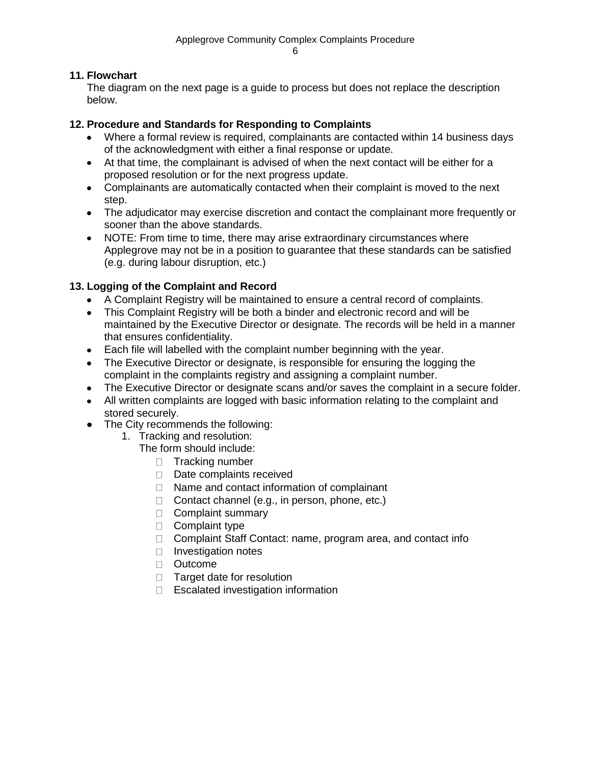## 11. Flowchart

The diagram on the next page is a guide to process but does not replace the description below.

## 12. Procedure and Standards for Responding to Complaints

- Where a formal review is required, complainants are contacted within 14 business days of the acknowledgment with either a final response or update.
- At that time, the complainant is advised of when the next contact will be either for a proposed resolution or for the next progress update.
- Complainants are automatically contacted when their complaint is moved to the next step.
- The adjudicator may exercise discretion and contact the complainant more frequently or sooner than the above standards.
- NOTE: From time to time, there may arise extraordinary circumstances where Applegrove may not be in a position to guarantee that these standards can be satisfied (e.g. during labour disruption, etc.)

## 13. Logging of the Complaint and Record

- A Complaint Registry will be maintained to ensure a central record of complaints.
- This Complaint Registry will be both a binder and electronic record and will be maintained by the Executive Director or designate. The records will be held in a manner that ensures confidentiality.
- Each file will labelled with the complaint number beginning with the year.
- The Executive Director or designate, is responsible for ensuring the logging the complaint in the complaints registry and assigning a complaint number.
- The Executive Director or designate scans and/or saves the complaint in a secure folder.
- All written complaints are logged with basic information relating to the complaint and stored securely.
- The City recommends the following:
  1. Tracking and resolution:
     The form should include:
     - Tracking number
     - Date complaints received
     - Name and contact information of complainant
     - Contact channel (e.g., in person, phone, etc.)
     - Complaint summary
     - Complaint type
     - Complaint Staff Contact: name, program area, and contact info
     - Investigation notes
     - Outcome
     - Target date for resolution
     - Escalated investigation information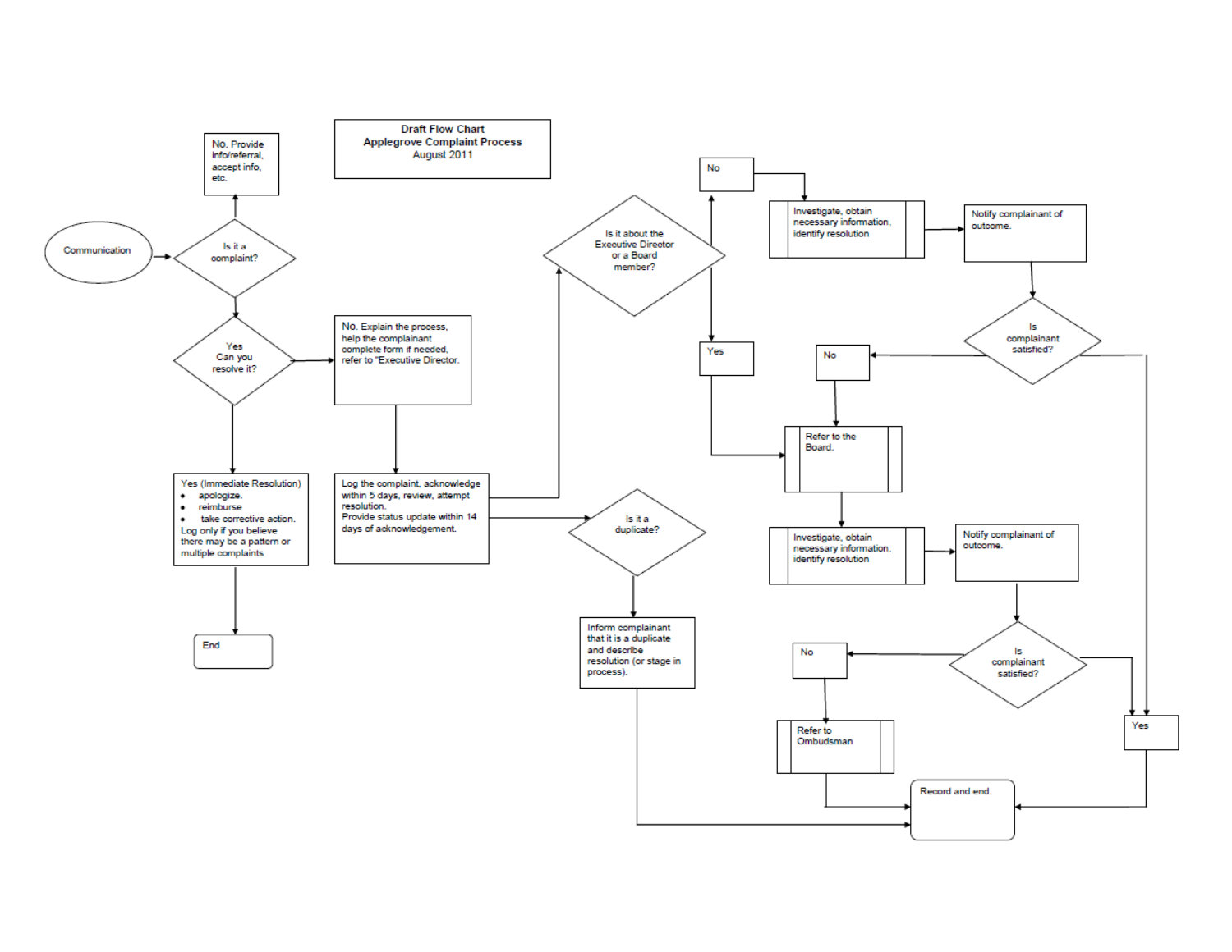**Draft Flow Chart**
**Applegrove Complaint Process**
August 2011

Communication

Is it a complaint?

No. Provide info/referral, accept info, etc.

Yes
Can you resolve it?

Yes (Immediate Resolution)
- apologize.
- reimburse
- take corrective action.

Log only if you believe there may be a pattern or multiple complaints

End

No. Explain the process, help the complainant complete form if needed, refer to "Executive Director.

Log the complaint, acknowledge within 5 days, review, attempt resolution.
Provide status update within 14 days of acknowledgement.

Is it about the Executive Director or a Board member?

No

Investigate, obtain necessary information, identify resolution

Notify complainant of outcome.

Is complainant satisfied?

No

Yes

Refer to the Board.

Investigate, obtain necessary information, identify resolution

Notify complainant of outcome.

Is complainant satisfied?

No

Refer to Ombudsman

Yes

Is it a duplicate?

Inform complainant that it is a duplicate and describe resolution (or stage in process).

Record and end.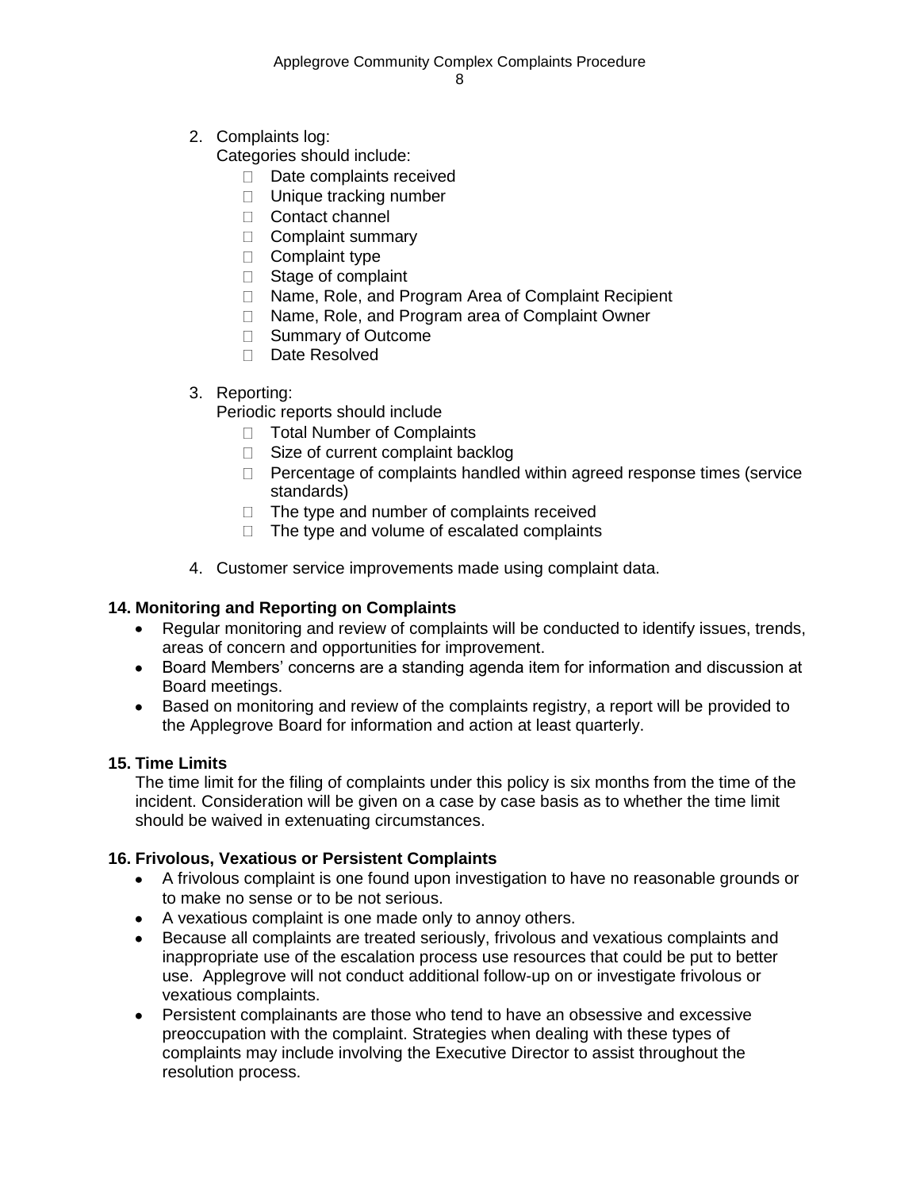2. Complaints log:
   Categories should include:
   - Date complaints received
   - Unique tracking number
   - Contact channel
   - Complaint summary
   - Complaint type
   - Stage of complaint
   - Name, Role, and Program Area of Complaint Recipient
   - Name, Role, and Program area of Complaint Owner
   - Summary of Outcome
   - Date Resolved

3. Reporting:
   Periodic reports should include
   - Total Number of Complaints
   - Size of current complaint backlog
   - Percentage of complaints handled within agreed response times (service standards)
   - The type and number of complaints received
   - The type and volume of escalated complaints

4. Customer service improvements made using complaint data.

### 14. Monitoring and Reporting on Complaints

- Regular monitoring and review of complaints will be conducted to identify issues, trends, areas of concern and opportunities for improvement.
- Board Members' concerns are a standing agenda item for information and discussion at Board meetings.
- Based on monitoring and review of the complaints registry, a report will be provided to the Applegrove Board for information and action at least quarterly.

### 15. Time Limits

The time limit for the filing of complaints under this policy is six months from the time of the incident. Consideration will be given on a case by case basis as to whether the time limit should be waived in extenuating circumstances.

### 16. Frivolous, Vexatious or Persistent Complaints

- A frivolous complaint is one found upon investigation to have no reasonable grounds or to make no sense or to be not serious.
- A vexatious complaint is one made only to annoy others.
- Because all complaints are treated seriously, frivolous and vexatious complaints and inappropriate use of the escalation process use resources that could be put to better use. Applegrove will not conduct additional follow-up on or investigate frivolous or vexatious complaints.
- Persistent complainants are those who tend to have an obsessive and excessive preoccupation with the complaint. Strategies when dealing with these types of complaints may include involving the Executive Director to assist throughout the resolution process.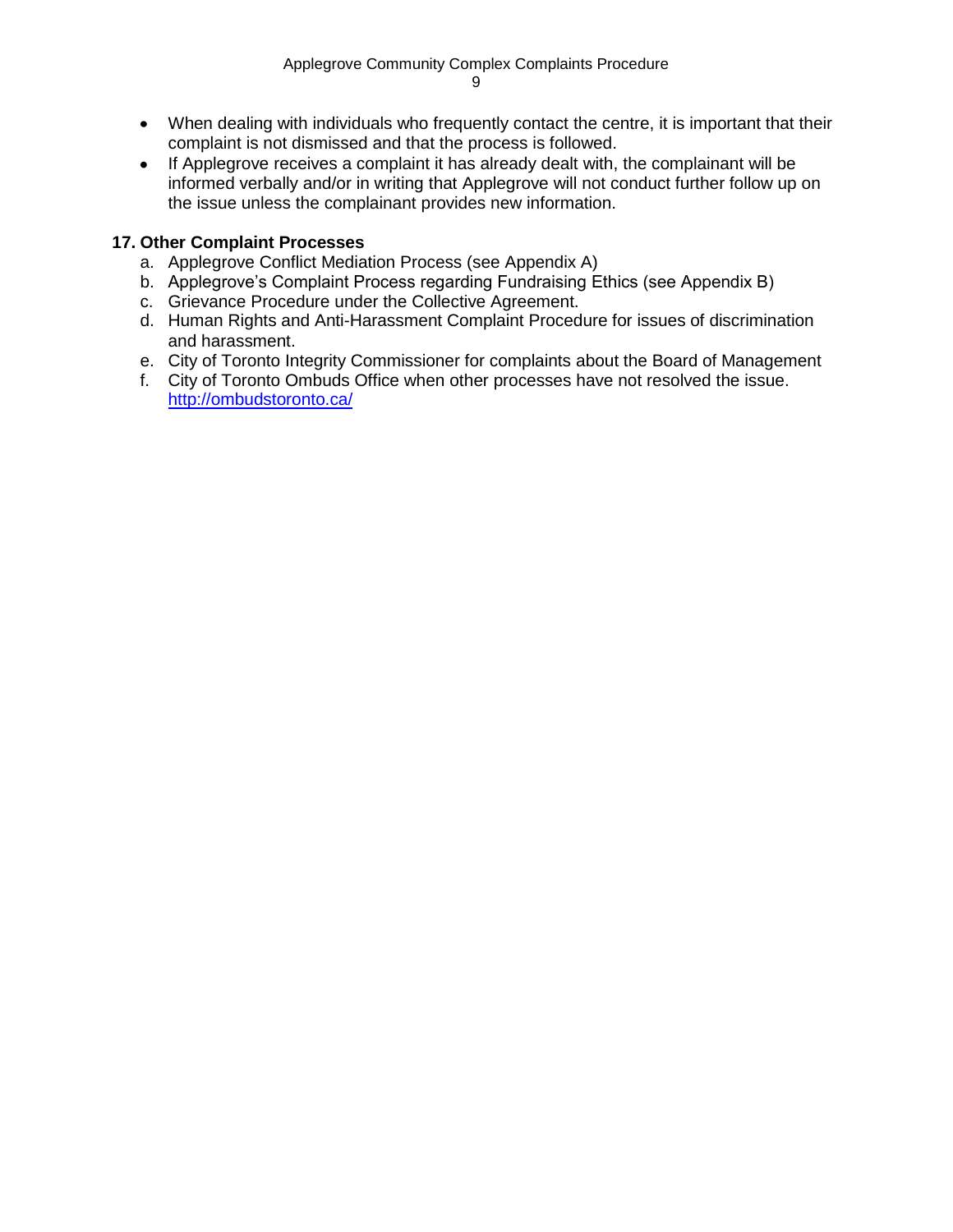- When dealing with individuals who frequently contact the centre, it is important that their complaint is not dismissed and that the process is followed.
- If Applegrove receives a complaint it has already dealt with, the complainant will be informed verbally and/or in writing that Applegrove will not conduct further follow up on the issue unless the complainant provides new information.

## 17. Other Complaint Processes

a. Applegrove Conflict Mediation Process (see Appendix A)
b. Applegrove's Complaint Process regarding Fundraising Ethics (see Appendix B)
c. Grievance Procedure under the Collective Agreement.
d. Human Rights and Anti-Harassment Complaint Procedure for issues of discrimination and harassment.
e. City of Toronto Integrity Commissioner for complaints about the Board of Management
f. City of Toronto Ombuds Office when other processes have not resolved the issue. [http://ombudstoronto.ca/](http://ombudstoronto.ca/)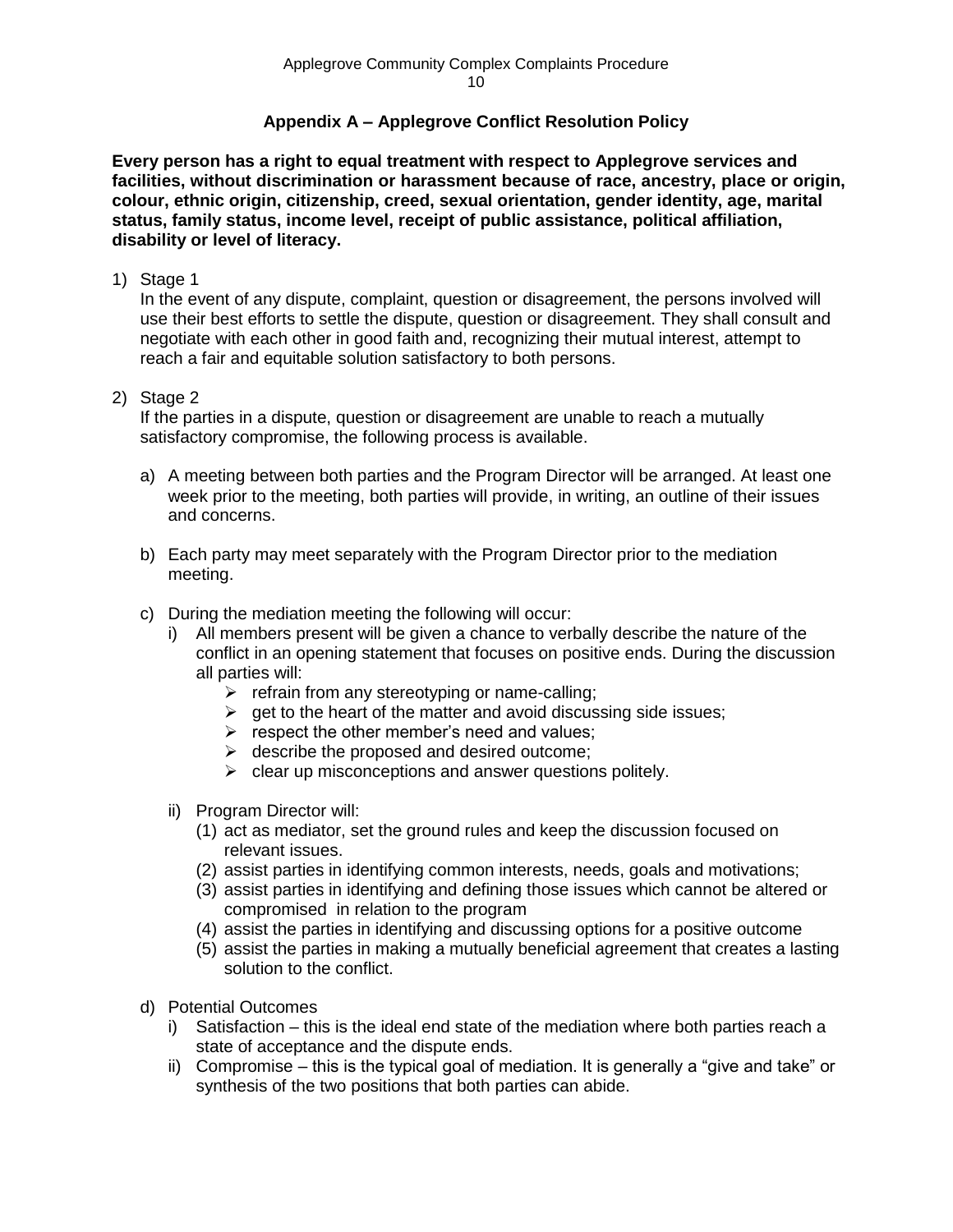## Appendix A – Applegrove Conflict Resolution Policy

**Every person has a right to equal treatment with respect to Applegrove services and facilities, without discrimination or harassment because of race, ancestry, place or origin, colour, ethnic origin, citizenship, creed, sexual orientation, gender identity, age, marital status, family status, income level, receipt of public assistance, political affiliation, disability or level of literacy.**

1) Stage 1
   In the event of any dispute, complaint, question or disagreement, the persons involved will use their best efforts to settle the dispute, question or disagreement. They shall consult and negotiate with each other in good faith and, recognizing their mutual interest, attempt to reach a fair and equitable solution satisfactory to both persons.

2) Stage 2
   If the parties in a dispute, question or disagreement are unable to reach a mutually satisfactory compromise, the following process is available.

   a) A meeting between both parties and the Program Director will be arranged. At least one week prior to the meeting, both parties will provide, in writing, an outline of their issues and concerns.

   b) Each party may meet separately with the Program Director prior to the mediation meeting.

   c) During the mediation meeting the following will occur:
      i) All members present will be given a chance to verbally describe the nature of the conflict in an opening statement that focuses on positive ends. During the discussion all parties will:
         - refrain from any stereotyping or name-calling;
         - get to the heart of the matter and avoid discussing side issues;
         - respect the other member's need and values;
         - describe the proposed and desired outcome;
         - clear up misconceptions and answer questions politely.

      ii) Program Director will:
         (1) act as mediator, set the ground rules and keep the discussion focused on relevant issues.
         (2) assist parties in identifying common interests, needs, goals and motivations;
         (3) assist parties in identifying and defining those issues which cannot be altered or compromised in relation to the program
         (4) assist the parties in identifying and discussing options for a positive outcome
         (5) assist the parties in making a mutually beneficial agreement that creates a lasting solution to the conflict.

   d) Potential Outcomes
      i) Satisfaction – this is the ideal end state of the mediation where both parties reach a state of acceptance and the dispute ends.
      ii) Compromise – this is the typical goal of mediation. It is generally a "give and take" or synthesis of the two positions that both parties can abide.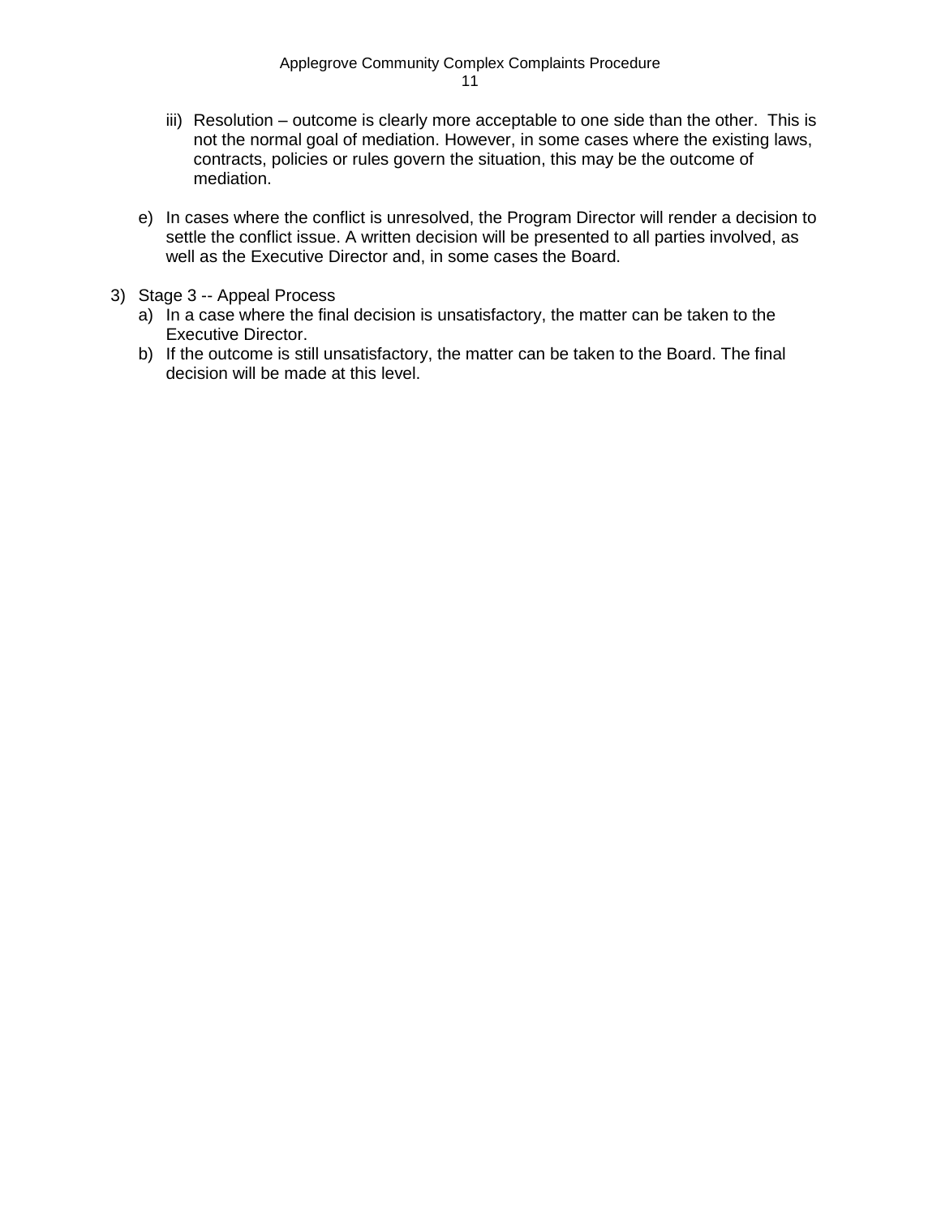iii) Resolution – outcome is clearly more acceptable to one side than the other. This is not the normal goal of mediation. However, in some cases where the existing laws, contracts, policies or rules govern the situation, this may be the outcome of mediation.

   e) In cases where the conflict is unresolved, the Program Director will render a decision to settle the conflict issue. A written decision will be presented to all parties involved, as well as the Executive Director and, in some cases the Board.

3) Stage 3 -- Appeal Process
   a) In a case where the final decision is unsatisfactory, the matter can be taken to the Executive Director.
   b) If the outcome is still unsatisfactory, the matter can be taken to the Board. The final decision will be made at this level.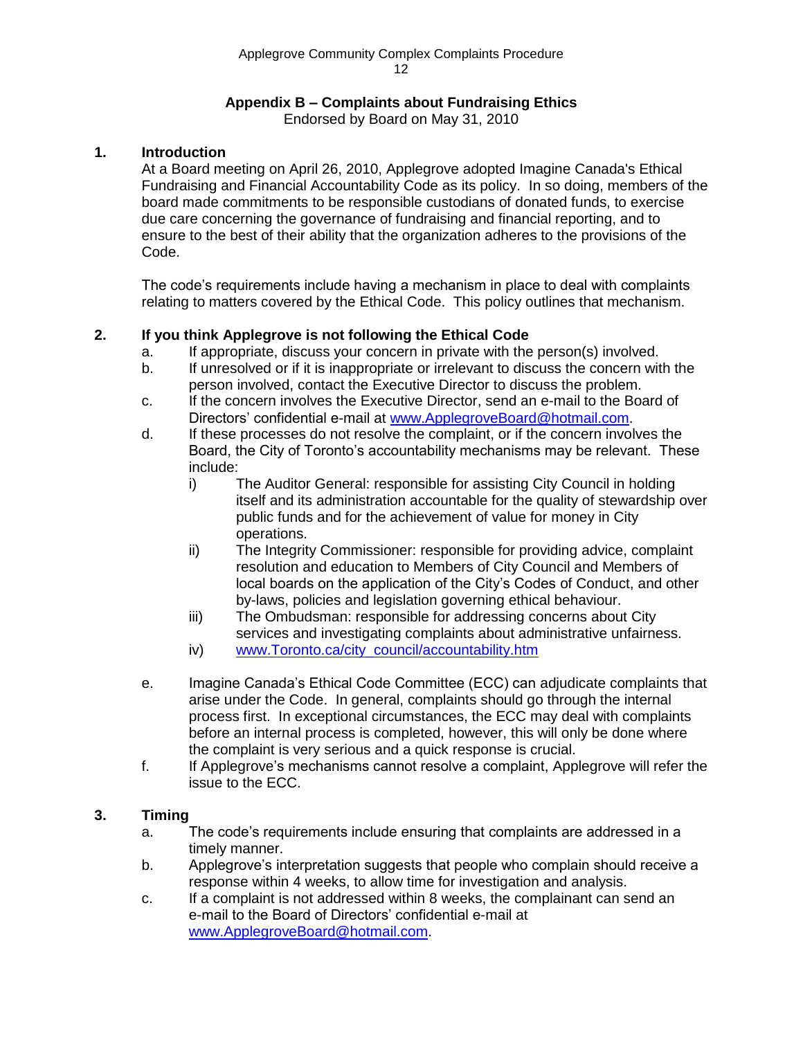## Appendix B – Complaints about Fundraising Ethics

Endorsed by Board on May 31, 2010

### 1. Introduction

At a Board meeting on April 26, 2010, Applegrove adopted Imagine Canada's Ethical Fundraising and Financial Accountability Code as its policy. In so doing, members of the board made commitments to be responsible custodians of donated funds, to exercise due care concerning the governance of fundraising and financial reporting, and to ensure to the best of their ability that the organization adheres to the provisions of the Code.

The code's requirements include having a mechanism in place to deal with complaints relating to matters covered by the Ethical Code. This policy outlines that mechanism.

### 2. If you think Applegrove is not following the Ethical Code

a. If appropriate, discuss your concern in private with the person(s) involved.

b. If unresolved or if it is inappropriate or irrelevant to discuss the concern with the person involved, contact the Executive Director to discuss the problem.

c. If the concern involves the Executive Director, send an e-mail to the Board of Directors' confidential e-mail at www.ApplegroveBoard@hotmail.com.

d. If these processes do not resolve the complaint, or if the concern involves the Board, the City of Toronto's accountability mechanisms may be relevant. These include:

   i) The Auditor General: responsible for assisting City Council in holding itself and its administration accountable for the quality of stewardship over public funds and for the achievement of value for money in City operations.

   ii) The Integrity Commissioner: responsible for providing advice, complaint resolution and education to Members of City Council and Members of local boards on the application of the City's Codes of Conduct, and other by-laws, policies and legislation governing ethical behaviour.

   iii) The Ombudsman: responsible for addressing concerns about City services and investigating complaints about administrative unfairness.

   iv) www.Toronto.ca/city_council/accountability.htm

e. Imagine Canada's Ethical Code Committee (ECC) can adjudicate complaints that arise under the Code. In general, complaints should go through the internal process first. In exceptional circumstances, the ECC may deal with complaints before an internal process is completed, however, this will only be done where the complaint is very serious and a quick response is crucial.

f. If Applegrove's mechanisms cannot resolve a complaint, Applegrove will refer the issue to the ECC.

### 3. Timing

a. The code's requirements include ensuring that complaints are addressed in a timely manner.

b. Applegrove's interpretation suggests that people who complain should receive a response within 4 weeks, to allow time for investigation and analysis.

c. If a complaint is not addressed within 8 weeks, the complainant can send an e-mail to the Board of Directors' confidential e-mail at www.ApplegroveBoard@hotmail.com.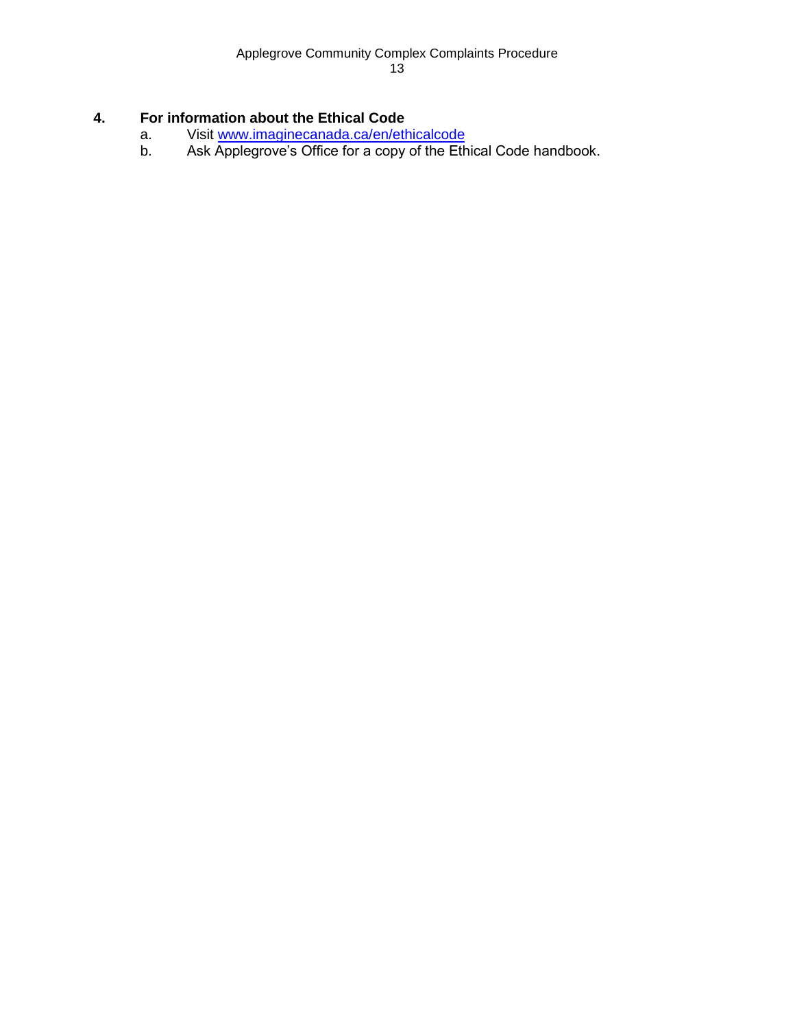## 4. For information about the Ethical Code

a. Visit [www.imaginecanada.ca/en/ethicalcode](http://www.imaginecanada.ca/en/ethicalcode)

b. Ask Applegrove's Office for a copy of the Ethical Code handbook.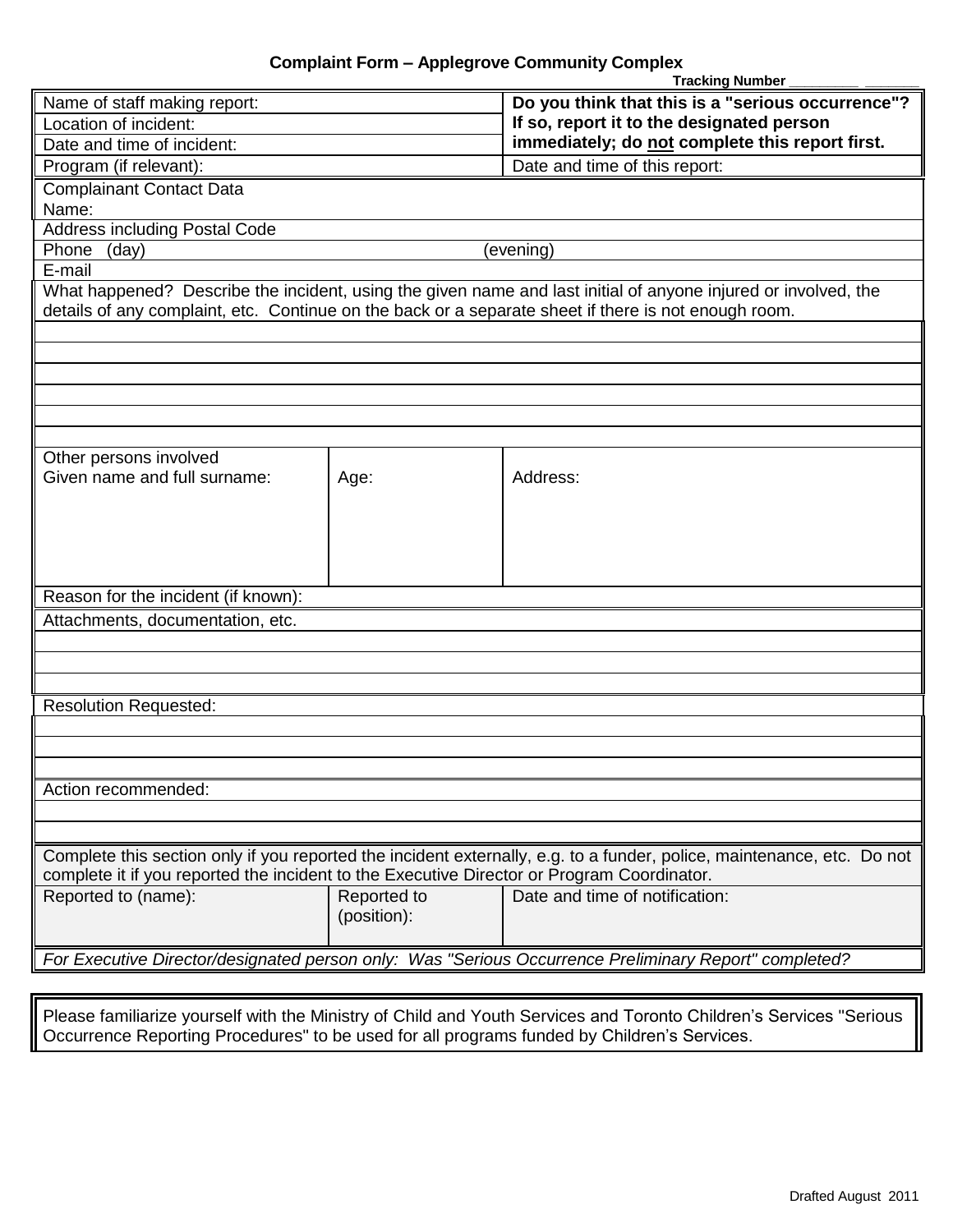# Complaint Form – Applegrove Community Complex

**Tracking Number __________ ________**

| Name of staff making report: | **Do you think that this is a "serious occurrence"? If so, report it to the designated person immediately; do not complete this report first.** |
|---|---|
| Location of incident: | |
| Date and time of incident: | |
| Program (if relevant): | Date and time of this report: |

Complainant Contact Data
Name:

Address including Postal Code

Phone (day) (evening)

E-mail

What happened? Describe the incident, using the given name and last initial of anyone injured or involved, the details of any complaint, etc. Continue on the back or a separate sheet if there is not enough room.

| Other persons involved<br>Given name and full surname: | Age: | Address: |
|---|---|---|
| | | |

Reason for the incident (if known):

Attachments, documentation, etc.

Resolution Requested:

Action recommended:

Complete this section only if you reported the incident externally, e.g. to a funder, police, maintenance, etc. Do not complete it if you reported the incident to the Executive Director or Program Coordinator.

| Reported to (name): | Reported to (position): | Date and time of notification: |
|---|---|---|
| | | |

*For Executive Director/designated person only: Was "Serious Occurrence Preliminary Report" completed?*

Please familiarize yourself with the Ministry of Child and Youth Services and Toronto Children's Services "Serious Occurrence Reporting Procedures" to be used for all programs funded by Children's Services.

Drafted August 2011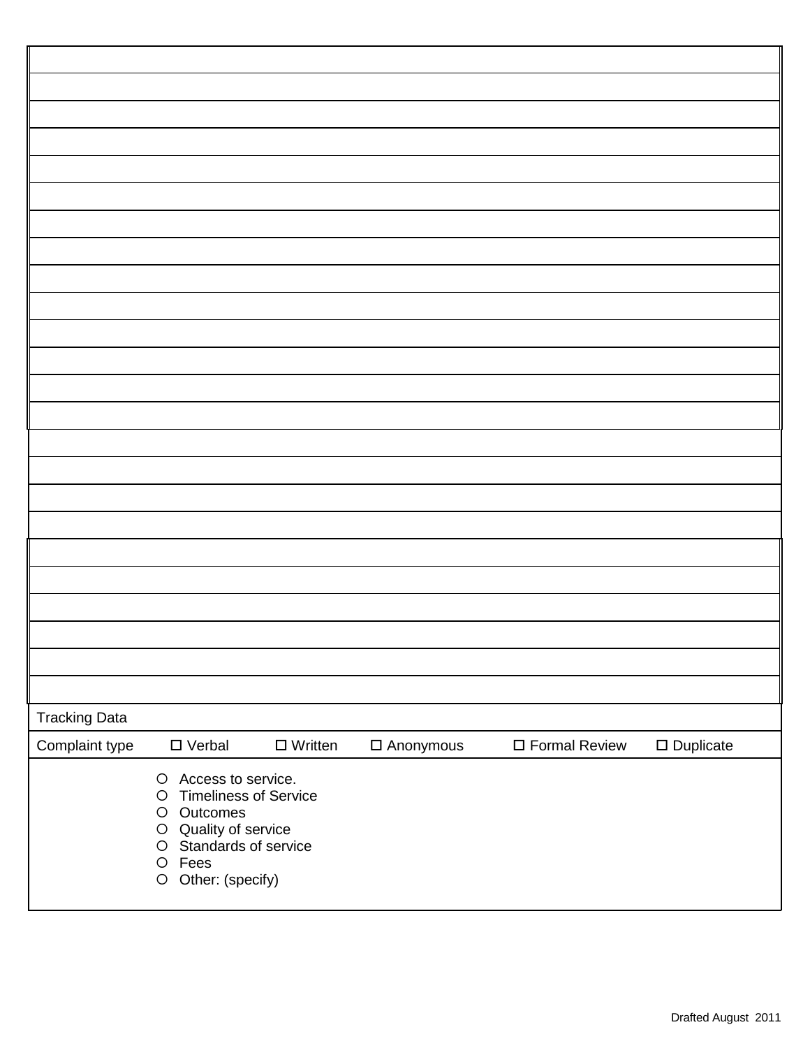| |
|---|
| |
| |
| |
| |
| |
| |
| |
| |
| |
| |
| |
| |
| |
| |
| |
| |
| |
| |
| |
| |
| |
| |
| |

| Tracking Data | | | | | |
|---|---|---|---|---|---|
| Complaint type | ☐ Verbal | ☐ Written | ☐ Anonymous | ☐ Formal Review | ☐ Duplicate |
| | ○ Access to service.<br>○ Timeliness of Service<br>○ Outcomes<br>○ Quality of service<br>○ Standards of service<br>○ Fees<br>○ Other: (specify) | | | | |

Drafted August 2011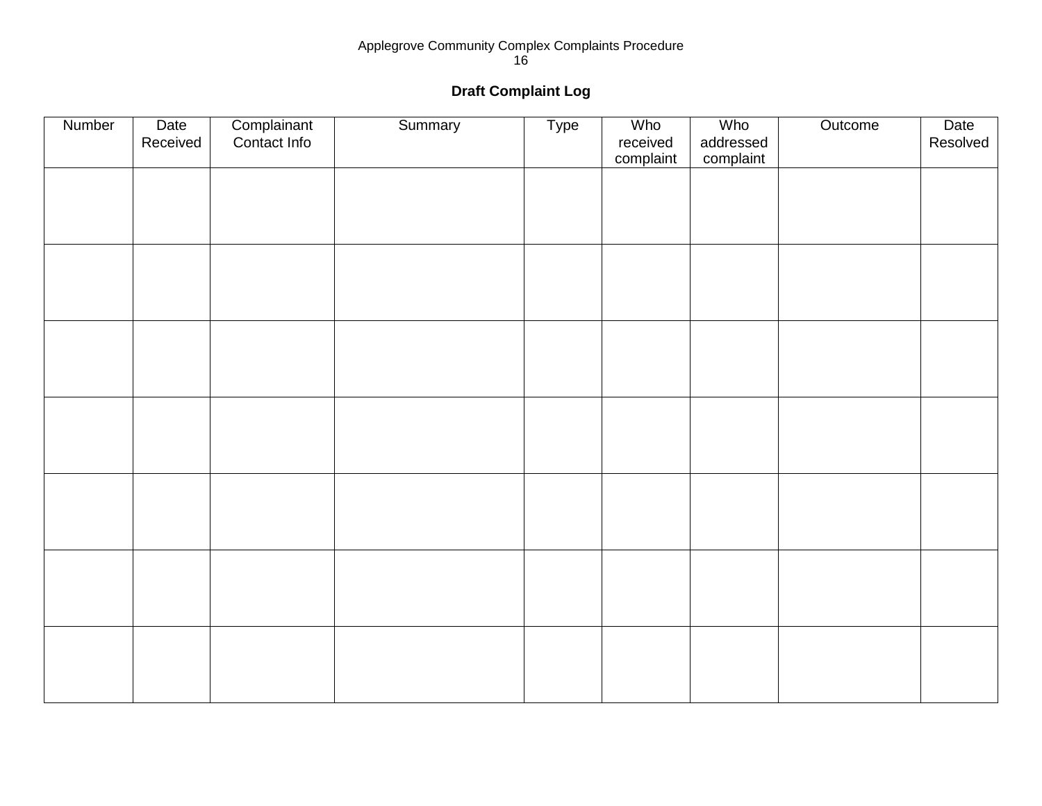**Draft Complaint Log**

| Number | Date Received | Complainant Contact Info | Summary | Type | Who received complaint | Who addressed complaint | Outcome | Date Resolved |
|---|---|---|---|---|---|---|---|---|
| | | | | | | | | |
| | | | | | | | | |
| | | | | | | | | |
| | | | | | | | | |
| | | | | | | | | |
| | | | | | | | | |
| | | | | | | | | |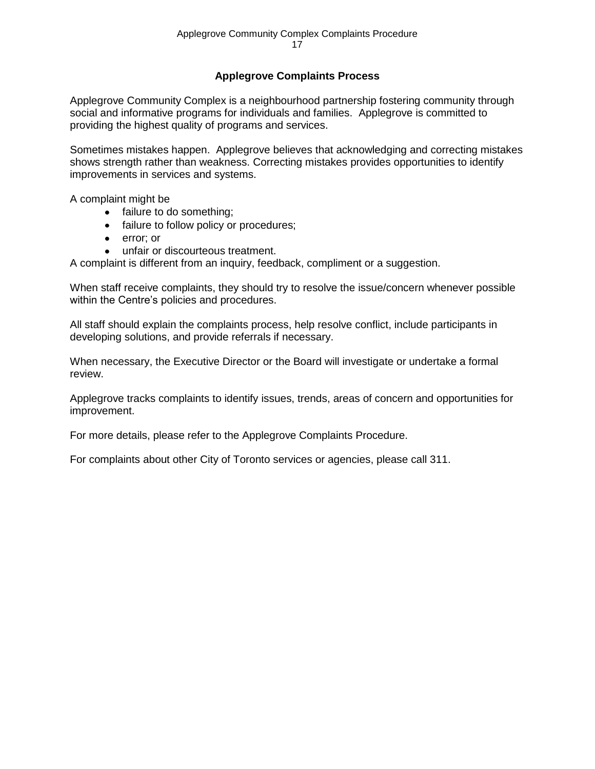## Applegrove Complaints Process

Applegrove Community Complex is a neighbourhood partnership fostering community through social and informative programs for individuals and families. Applegrove is committed to providing the highest quality of programs and services.

Sometimes mistakes happen. Applegrove believes that acknowledging and correcting mistakes shows strength rather than weakness. Correcting mistakes provides opportunities to identify improvements in services and systems.

A complaint might be

- failure to do something;
- failure to follow policy or procedures;
- error; or
- unfair or discourteous treatment.

A complaint is different from an inquiry, feedback, compliment or a suggestion.

When staff receive complaints, they should try to resolve the issue/concern whenever possible within the Centre's policies and procedures.

All staff should explain the complaints process, help resolve conflict, include participants in developing solutions, and provide referrals if necessary.

When necessary, the Executive Director or the Board will investigate or undertake a formal review.

Applegrove tracks complaints to identify issues, trends, areas of concern and opportunities for improvement.

For more details, please refer to the Applegrove Complaints Procedure.

For complaints about other City of Toronto services or agencies, please call 311.